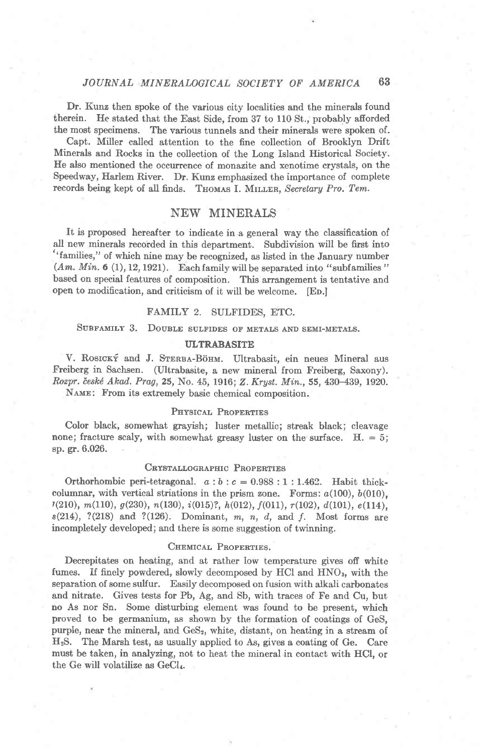Dr. Kunz then spoke of the various city localities and the minerals found therein. He stated that the East Side, from 37 to 110 St., probably afforded the most specimens. The various tunnels and their minerals were spoken of.

Capt. Miller called attention to the fine collection of Brooklyn Drift Minerals and Rocks in the collection of the Long Island Historical Society. He also mentioned the occurrence of monazite and xenotime crystals, on the Speedway, Harlem River. Dr. Kunz emphasized the importance of complete records being kept of all finds. THOMAS I. MILLER, *Secretary Pro. Tem.*

## NEW MINERALS

It is proposed hereafter to indicate in a general way the classification of all new minerals recorded in this department. Subdivision will be first into "families," of which nine may be recognized, as listed in the January number (*Am. Min.* **6** (1), 12, 1921). Each family will be separated into "subfamilies" based on special features of composition. This arrangement is tentative and open to modification, and criticism of it will be welcome. [ED.]

### FAMILY 2. SULFIDES, ETC.

#### SUBFAMILY 3. DOUBLE SULFIDES OF METALS AND SEMI-METALS.

#### ULTRABASITE

V. ROSICKÝ and J. STERBA-BÖHM. Ultrabasit, ein neues Mineral aus Freiberg in Sachsen. (Ultrabasite, a new mineral from Freiberg, Saxony). *Rozpr. české Akad. Prag*, **25**, No. 45, 1916; *Z. Kryst. Min.*, **55**, 430–439, 1920.

NAME: From its extremely basic chemical composition.

##### PHYSICAL PROPERTIES

Color black, somewhat grayish; luster metallic; streak black; cleavage none; fracture scaly, with somewhat greasy luster on the surface. H. = 5; sp. gr. 6.026.

##### CRYSTALLOGRAPHIC PROPERTIES

Orthorhombic peri-tetragonal. $a : b : c = 0.988 : 1 : 1.462$. Habit thick-columnar, with vertical striations in the prism zone. Forms: $a(100)$, $b(010)$, $l(210)$, $m(110)$, $g(230)$, $n(130)$, $i(015)$?, $h(012)$, $f(011)$, $r(102)$, $d(101)$, $e(114)$, $s(214)$, ?(218) and ?(126). Dominant, $m$, $n$, $d$, and $f$. Most forms are incompletely developed; and there is some suggestion of twinning.

##### CHEMICAL PROPERTIES.

Decrepitates on heating, and at rather low temperature gives off white fumes. If finely powdered, slowly decomposed by HCl and $HNO_3$, with the separation of some sulfur. Easily decomposed on fusion with alkali carbonates and nitrate. Gives tests for Pb, Ag, and Sb, with traces of Fe and Cu, but no As nor Sn. Some disturbing element was found to be present, which proved to be germanium, as shown by the formation of coatings of GeS, purple, near the mineral, and $GeS_2$, white, distant, on heating in a stream of $H_2S$. The Marsh test, as usually applied to As, gives a coating of Ge. Care must be taken, in analyzing, not to heat the mineral in contact with HCl, or the Ge will volatilize as $GeCl_4$.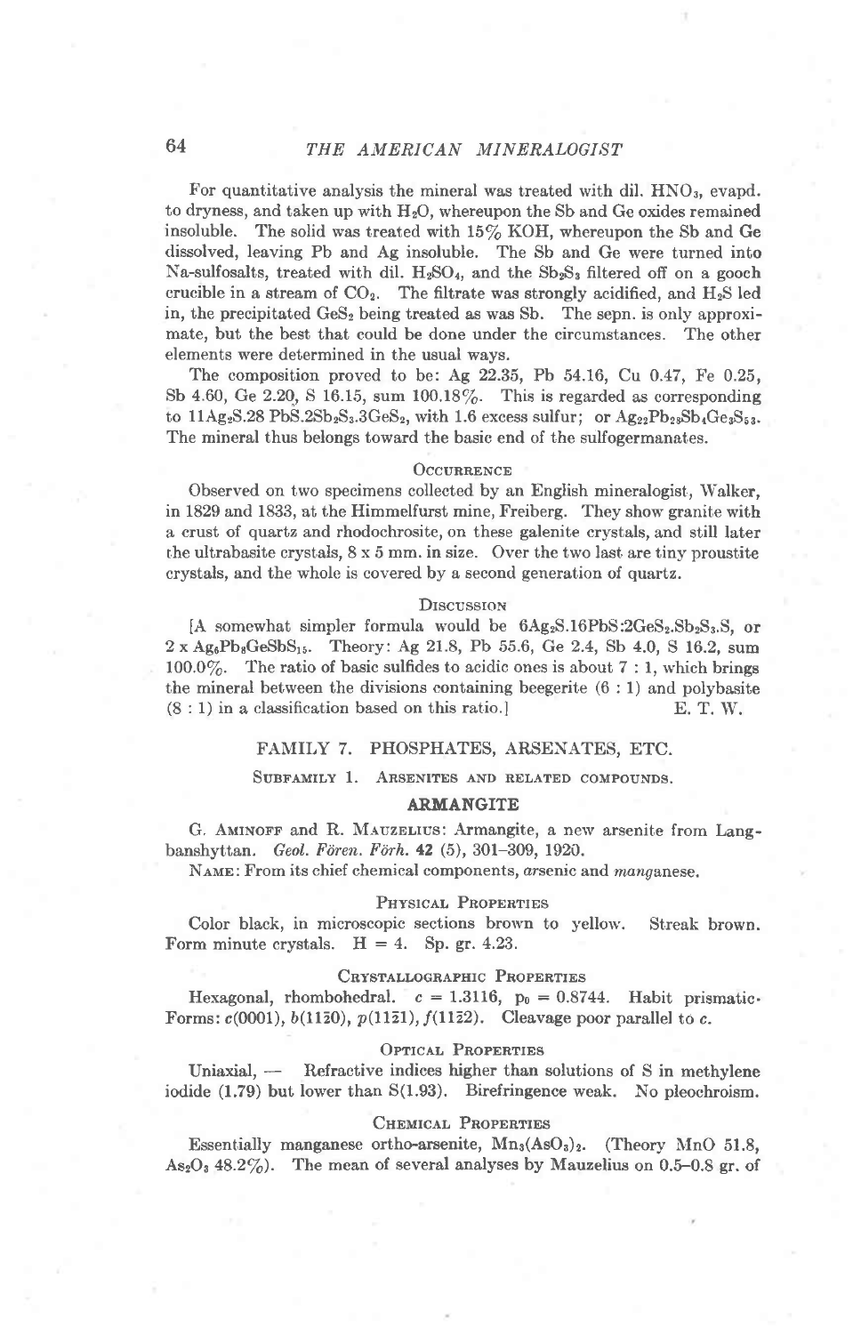For quantitative analysis the mineral was treated with dil. $HNO_3$, evapd. to dryness, and taken up with $H_2O$, whereupon the Sb and Ge oxides remained insoluble. The solid was treated with 15% KOH, whereupon the Sb and Ge dissolved, leaving Pb and Ag insoluble. The Sb and Ge were turned into Na-sulfosalts, treated with dil. $H_2SO_4$, and the $Sb_2S_3$ filtered off on a gooch crucible in a stream of $CO_2$. The filtrate was strongly acidified, and $H_2S$ led in, the precipitated $GeS_2$ being treated as was Sb. The sepn. is only approximate, but the best that could be done under the circumstances. The other elements were determined in the usual ways.

The composition proved to be: Ag 22.35, Pb 54.16, Cu 0.47, Fe 0.25, Sb 4.60, Ge 2.20, S 16.15, sum 100.18%. This is regarded as corresponding to $11Ag_2S.28PbS.2Sb_2S_3.3GeS_2$, with 1.6 excess sulfur; or $Ag_{22}Pb_{28}Sb_4Ge_3S_{53}$. The mineral thus belongs toward the basic end of the sulfogermanates.

### Occurrence

Observed on two specimens collected by an English mineralogist, Walker, in 1829 and 1833, at the Himmelfurst mine, Freiberg. They show granite with a crust of quartz and rhodochrosite, on these galenite crystals, and still later the ultrabasite crystals, 8 x 5 mm. in size. Over the two last are tiny proustite crystals, and the whole is covered by a second generation of quartz.

### Discussion

[A somewhat simpler formula would be $6Ag_2S.16PbS{:}2GeS_2.Sb_2S_3.S$, or $2 \times Ag_6Pb_8GeSbS_{15}$. Theory: Ag 21.8, Pb 55.6, Ge 2.4, Sb 4.0, S 16.2, sum 100.0%. The ratio of basic sulfides to acidic ones is about 7 : 1, which brings the mineral between the divisions containing beegerite (6 : 1) and polybasite (8 : 1) in a classification based on this ratio.] E. T. W.

## FAMILY 7. PHOSPHATES, ARSENATES, ETC.

### Subfamily 1. Arsenites and related compounds.

## ARMANGITE

G. Aminoff and R. Mauzelius: Armangite, a new arsenite from Langbanshyttan. *Geol. Fören. Förh.* **42** (5), 301–309, 1920.

Name: From its chief chemical components, *ar*senic and *mang*anese.

### Physical Properties

Color black, in microscopic sections brown to yellow. Streak brown. Form minute crystals. H = 4. Sp. gr. 4.23.

### Crystallographic Properties

Hexagonal, rhombohedral. $c = 1.3116$, $p_0 = 0.8744$. Habit prismatic. Forms: $c(0001)$, $b(11\bar{2}0)$, $p(11\bar{2}1)$, $f(11\bar{2}2)$. Cleavage poor parallel to *c*.

### Optical Properties

Uniaxial, — Refractive indices higher than solutions of S in methylene iodide (1.79) but lower than S(1.93). Birefringence weak. No pleochroism.

### Chemical Properties

Essentially manganese ortho-arsenite, $Mn_3(AsO_3)_2$. (Theory MnO 51.8, $As_2O_3$ 48.2%). The mean of several analyses by Mauzelius on 0.5–0.8 gr. of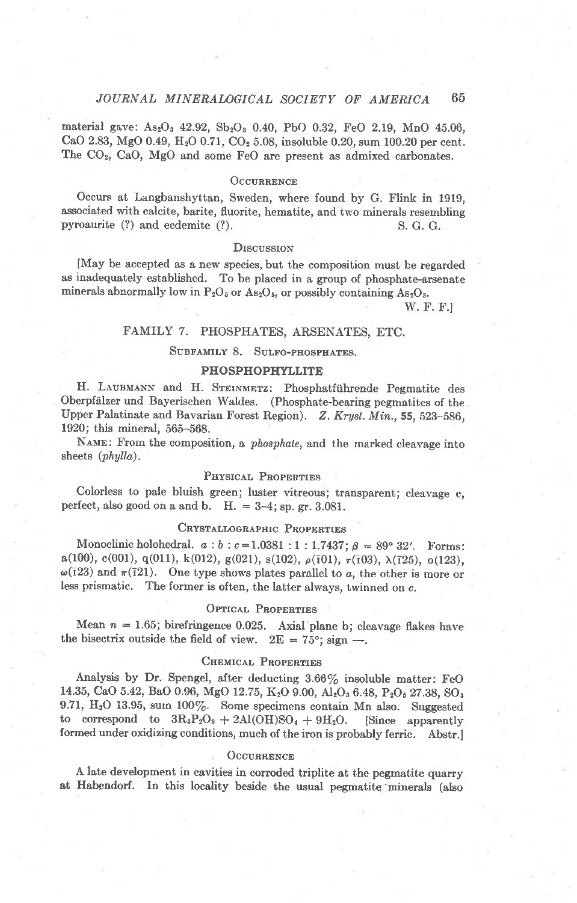material gave: $As_2O_3$ 42.92, $Sb_2O_3$ 0.40, PbO 0.32, FeO 2.19, MnO 45.06, CaO 2.83, MgO 0.49, $H_2O$ 0.71, $CO_2$ 5.08, insoluble 0.20, sum 100.20 per cent. The $CO_2$, CaO, MgO and some FeO are present as admixed carbonates.

#### Occurrence

Occurs at Langbanshyttan, Sweden, where found by G. Flink in 1919, associated with calcite, barite, fluorite, hematite, and two minerals resembling pyroaurite (?) and ecdemite (?). S. G. G.

#### Discussion

[May be accepted as a new species, but the composition must be regarded as inadequately established. To be placed in a group of phosphate-arsenate minerals abnormally low in $P_2O_5$ or $As_2O_5$, or possibly containing $As_2O_3$.

W. F. F.]

## FAMILY 7. PHOSPHATES, ARSENATES, ETC.

### Subfamily 8. Sulfo-phosphates.

### PHOSPHOPHYLLITE

H. Laubmann and H. Steinmetz: Phosphatführende Pegmatite des Oberpfälzer und Bayerischen Waldes. (Phosphate-bearing pegmatites of the Upper Palatinate and Bavarian Forest Region). *Z. Kryst. Min.*, **55**, 523–586, 1920; this mineral, 565–568.

Name: From the composition, a *phosphate*, and the marked cleavage into sheets (*phylla*).

#### Physical Properties

Colorless to pale bluish green; luster vitreous; transparent; cleavage c, perfect, also good on a and b. H. = 3–4; sp. gr. 3.081.

#### Crystallographic Properties

Monoclinic holohedral. $a : b : c = 1.0381 : 1 : 1.7437$; $\beta = 89° 32'$. Forms: a(100), c(001), q(011), k(012), g(021), s(102), $\rho(\bar{1}01)$, $\tau(\bar{1}03)$, $\lambda(\bar{1}25)$, o(123), $\omega(\bar{1}23)$ and $\pi(\bar{1}21)$. One type shows plates parallel to *a*, the other is more or less prismatic. The former is often, the latter always, twinned on *c*.

#### Optical Properties

Mean $n = 1.65$; birefringence 0.025. Axial plane b; cleavage flakes have the bisectrix outside the field of view. $2E = 75°$; sign —.

#### Chemical Properties

Analysis by Dr. Spengel, after deducting 3.66% insoluble matter: FeO 14.35, CaO 5.42, BaO 0.96, MgO 12.75, $K_2O$ 9.00, $Al_2O_3$ 6.48, $P_2O_5$ 27.38, $SO_3$ 9.71, $H_2O$ 13.95, sum 100%. Some specimens contain Mn also. Suggested to correspond to $3R_3P_2O_8 + 2Al(OH)SO_4 + 9H_2O$. [Since apparently formed under oxidizing conditions, much of the iron is probably ferric. Abstr.]

#### Occurrence

A late development in cavities in corroded triplite at the pegmatite quarry at Habendorf. In this locality beside the usual pegmatite minerals (also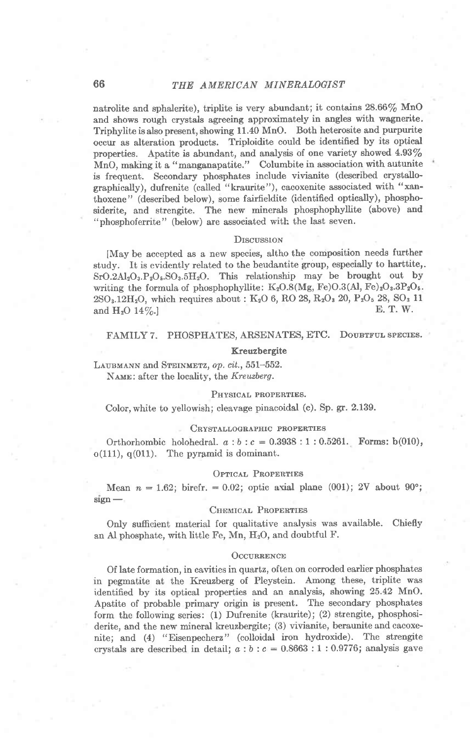natrolite and sphalerite), triplite is very abundant; it contains 28.66% MnO and shows rough crystals agreeing approximately in angles with wagnerite. Triphylite is also present, showing 11.40 MnO. Both heterosite and purpurite occur as alteration products. Triploidite could be identified by its optical properties. Apatite is abundant, and analysis of one variety showed 4.93% MnO, making it a "manganapatite." Columbite in association with autunite is frequent. Secondary phosphates include vivianite (described crystallographically), dufrenite (called "kraurite"), cacoxenite associated with "xanthoxene" (described below), some fairfieldite (identified optically), phosphosiderite, and strengite. The new minerals phosphophyllite (above) and "phosphoferrite" (below) are associated with the last seven.

### Discussion

[May be accepted as a new species, altho the composition needs further study. It is evidently related to the beudantite group, especially to harttite, $SrO.2Al_2O_3.P_2O_5.SO_3.5H_2O$. This relationship may be brought out by writing the formula of phosphophyllite: $K_2O.8(Mg, Fe)O.3(Al, Fe)_2O_3.3P_2O_5.2SO_3.12H_2O$, which requires about: $K_2O$ 6, RO 28, $R_2O_3$ 20, $P_2O_5$ 28, $SO_3$ 11 and $H_2O$ 14%.]

E. T. W.

## FAMILY 7. PHOSPHATES, ARSENATES, ETC. Doubtful species.

### Kreuzbergite

Laubmann and Steinmetz, *op. cit.*, 551–552.

Name: after the locality, the *Kreuzberg*.

#### Physical properties.

Color, white to yellowish; cleavage pinacoidal (c). Sp. gr. 2.139.

#### Crystallographic properties

Orthorhombic holohedral. $a : b : c = 0.3938 : 1 : 0.5261$. Forms: b(010), o(111), q(011). The pyramid is dominant.

#### Optical Properties

Mean $n = 1.62$; birefr. $= 0.02$; optic axial plane (001); 2V about 90°; sign —

#### Chemical Properties

Only sufficient material for qualitative analysis was available. Chiefly an Al phosphate, with little Fe, Mn, $H_2O$, and doubtful F.

#### Occurrence

Of late formation, in cavities in quartz, often on corroded earlier phosphates in pegmatite at the Kreuzberg of Pleystein. Among these, triplite was identified by its optical properties and an analysis, showing 25.42 MnO. Apatite of probable primary origin is present. The secondary phosphates form the following series: (1) Dufrenite (kraurite); (2) strengite, phosphosiderite, and the new mineral kreuzbergite; (3) vivianite, beraunite and cacoxenite; and (4) "Eisenpecherz" (colloidal iron hydroxide). The strengite crystals are described in detail; $a : b : c = 0.8663 : 1 : 0.9776$; analysis gave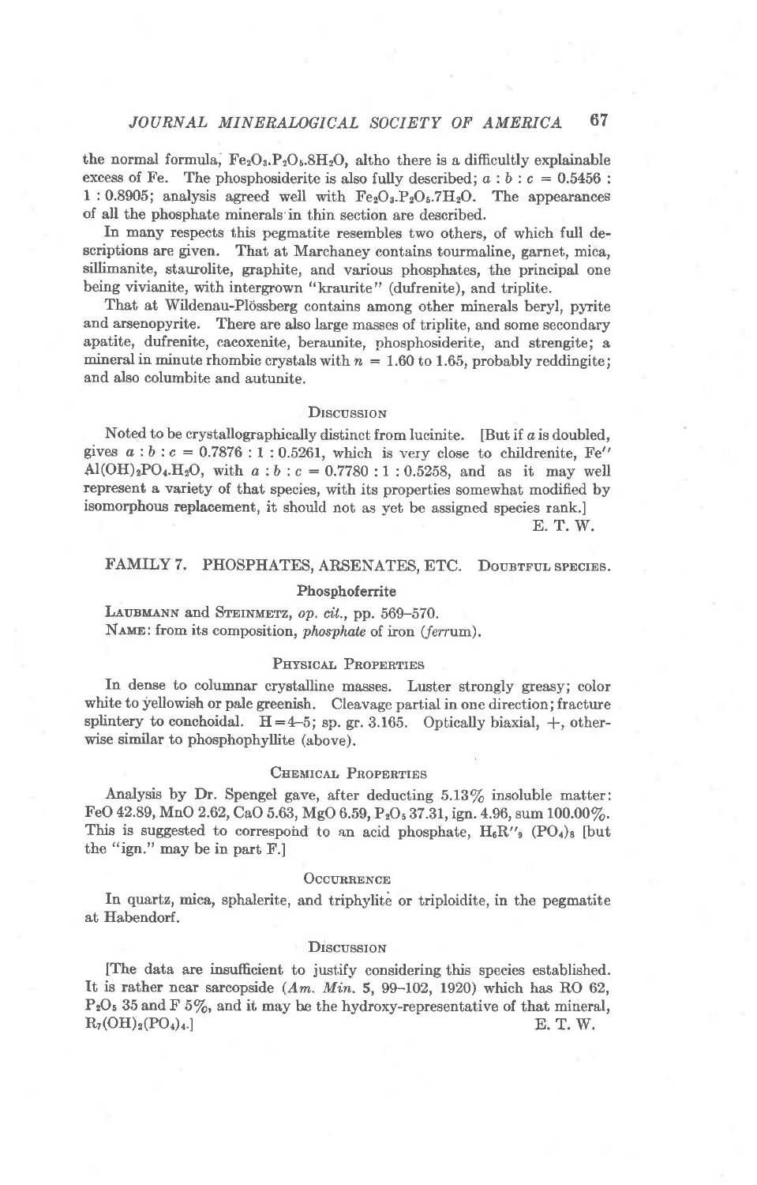the normal formula, $Fe_2O_3.P_2O_5.8H_2O$, altho there is a difficultly explainable excess of Fe. The phosphosiderite is also fully described; $a : b : c = 0.5456 : 1 : 0.8905$; analysis agreed well with $Fe_2O_3.P_2O_5.7H_2O$. The appearances of all the phosphate minerals in thin section are described.

In many respects this pegmatite resembles two others, of which full descriptions are given. That at Marchaney contains tourmaline, garnet, mica, sillimanite, staurolite, graphite, and various phosphates, the principal one being vivianite, with intergrown "kraurite" (dufrenite), and triplite.

That at Wildenau-Plössberg contains among other minerals beryl, pyrite and arsenopyrite. There are also large masses of triplite, and some secondary apatite, dufrenite, cacoxenite, beraunite, phosphosiderite, and strengite; a mineral in minute rhombic crystals with $n = 1.60$ to $1.65$, probably reddingite; and also columbite and autunite.

### Discussion

Noted to be crystallographically distinct from lucinite. [But if $a$ is doubled, gives $a : b : c = 0.7876 : 1 : 0.5261$, which is very close to childrenite, $Fe''Al(OH)_2PO_4.H_2O$, with $a : b : c = 0.7780 : 1 : 0.5258$, and as it may well represent a variety of that species, with its properties somewhat modified by isomorphous replacement, it should not as yet be assigned species rank.]

E. T. W.

## FAMILY 7. PHOSPHATES, ARSENATES, ETC. Doubtful species.

### Phosphoferrite

Laubmann and Steinmetz, *op. cit.*, pp. 569–570.

Name: from its composition, *phosphate* of iron (*ferrum*).

### Physical Properties

In dense to columnar crystalline masses. Luster strongly greasy; color white to yellowish or pale greenish. Cleavage partial in one direction; fracture splintery to conchoidal. $H = 4–5$; sp. gr. 3.165. Optically biaxial, +, otherwise similar to phosphophyllite (above).

### Chemical Properties

Analysis by Dr. Spengel gave, after deducting 5.13% insoluble matter: FeO 42.89, MnO 2.62, CaO 5.63, MgO 6.59, $P_2O_5$ 37.31, ign. 4.96, sum 100.00%. This is suggested to correspond to an acid phosphate, $H_6R''_9(PO_4)_8$ [but the "ign." may be in part F.]

### Occurrence

In quartz, mica, sphalerite, and triphylite or triploidite, in the pegmatite at Habendorf.

### Discussion

[The data are insufficient to justify considering this species established. It is rather near sarcopside (*Am. Min.* 5, 99–102, 1920) which has RO 62, $P_2O_5$ 35 and F 5%, and it may be the hydroxy-representative of that mineral, $R_7(OH)_2(PO_4)_4$.]

E. T. W.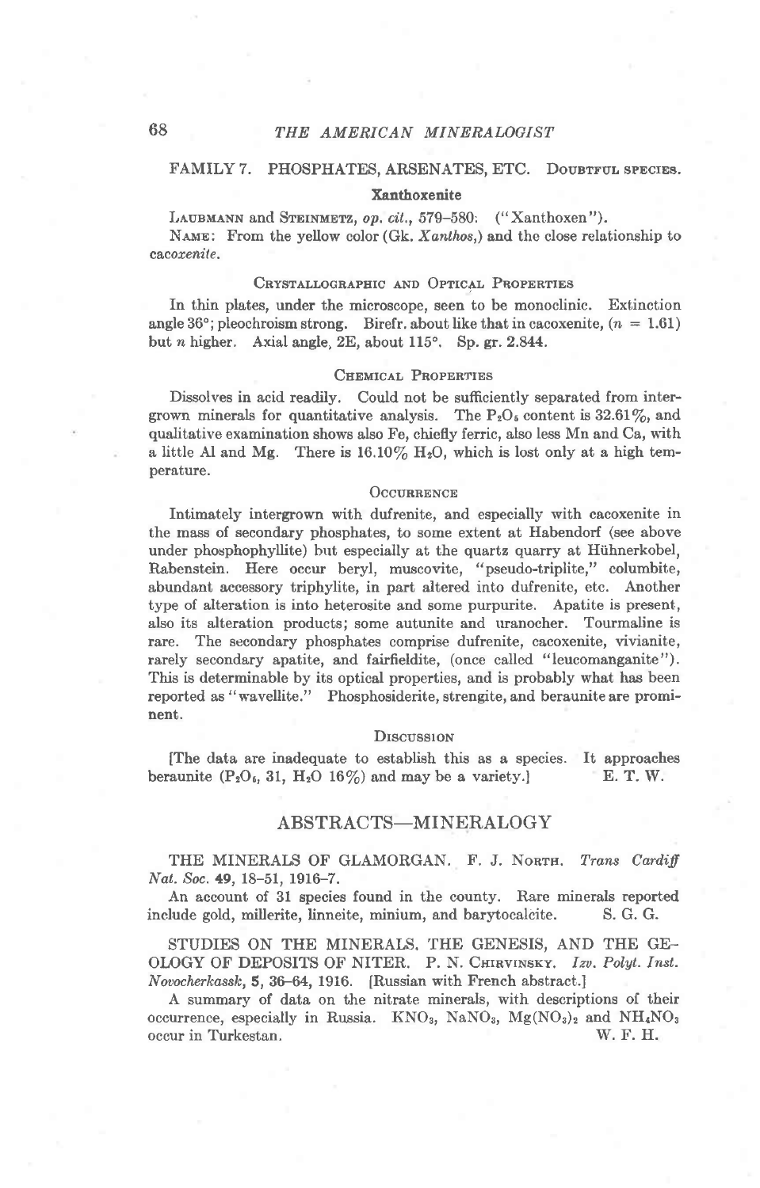FAMILY 7. PHOSPHATES, ARSENATES, ETC. DOUBTFUL SPECIES.

### Xanthoxenite

LAUBMANN and STEINMETZ, *op. cit.*, 579–580: ("Xanthoxen").

NAME: From the yellow color (Gk. *Xanthos,*) and the close relationship to caco*xenite*.

#### CRYSTALLOGRAPHIC AND OPTICAL PROPERTIES

In thin plates, under the microscope, seen to be monoclinic. Extinction angle 36°; pleochroism strong. Birefr. about like that in cacoxenite, ($n$ = 1.61) but $n$ higher. Axial angle, 2E, about 115°. Sp. gr. 2.844.

#### CHEMICAL PROPERTIES

Dissolves in acid readily. Could not be sufficiently separated from intergrown minerals for quantitative analysis. The $P_2O_5$ content is 32.61%, and qualitative examination shows also Fe, chiefly ferric, also less Mn and Ca, with a little Al and Mg. There is 16.10% $H_2O$, which is lost only at a high temperature.

#### OCCURRENCE

Intimately intergrown with dufrenite, and especially with cacoxenite in the mass of secondary phosphates, to some extent at Habendorf (see above under phosphophyllite) but especially at the quartz quarry at Hühnerkobel, Rabenstein. Here occur beryl, muscovite, "pseudo-triplite," columbite, abundant accessory triphylite, in part altered into dufrenite, etc. Another type of alteration is into heterosite and some purpurite. Apatite is present, also its alteration products; some autunite and uranocher. Tourmaline is rare. The secondary phosphates comprise dufrenite, cacoxenite, vivianite, rarely secondary apatite, and fairfieldite, (once called "leucomanganite"). This is determinable by its optical properties, and is probably what has been reported as "wavellite." Phosphosiderite, strengite, and beraunite are prominent.

#### DISCUSSION

[The data are inadequate to establish this as a species. It approaches beraunite ($P_2O_5$, 31, $H_2O$ 16%) and may be a variety.] E. T. W.

## ABSTRACTS—MINERALOGY

THE MINERALS OF GLAMORGAN. F. J. NORTH. *Trans Cardiff Nat. Soc.* **49**, 18–51, 1916–7.

An account of 31 species found in the county. Rare minerals reported include gold, millerite, linneite, minium, and barytocalcite. S. G. G.

STUDIES ON THE MINERALS, THE GENESIS, AND THE GEOLOGY OF DEPOSITS OF NITER. P. N. CHIRVINSKY. *Izv. Polyt. Inst. Novocherkassk*, **5**, 36–64, 1916. [Russian with French abstract.]

A summary of data on the nitrate minerals, with descriptions of their occurrence, especially in Russia. $KNO_3$, $NaNO_3$, $Mg(NO_3)_2$ and $NH_4NO_3$ occur in Turkestan. W. F. H.